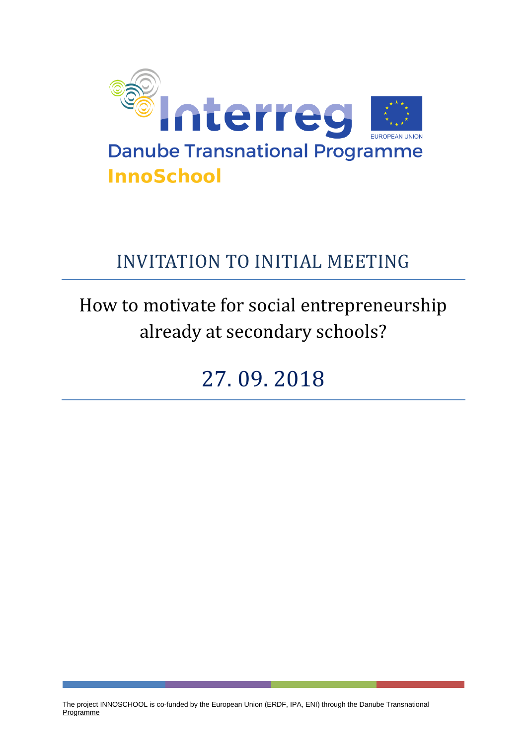Interreg

EUROPEAN UNION

Danube Transnational Programme

InnoSchool

# INVITATION TO INITIAL MEETING

## How to motivate for social entrepreneurship already at secondary schools?

## 27. 09. 2018

The project INNOSCHOOL is co-funded by the European Union (ERDF, IPA, ENI) through the Danube Transnational Programme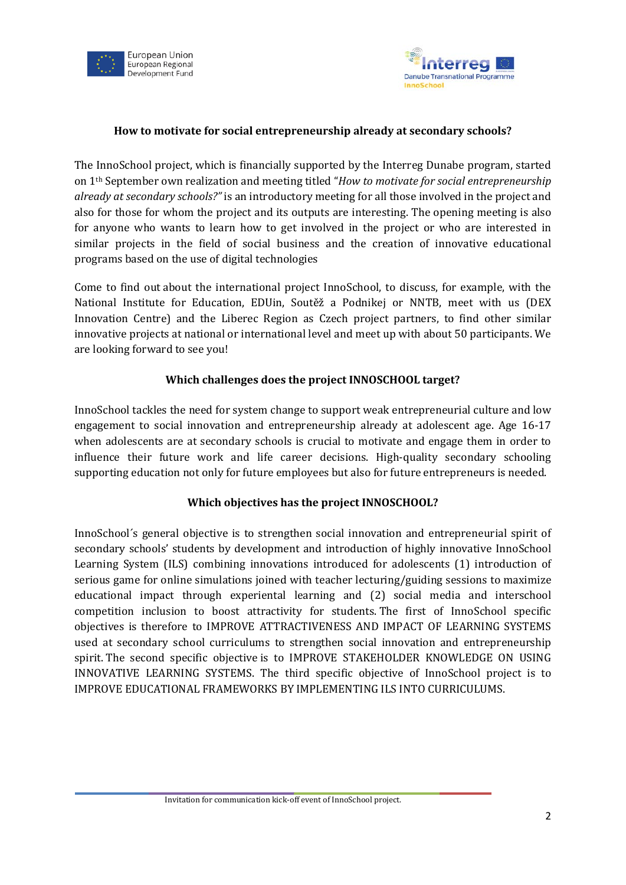### How to motivate for social entrepreneurship already at secondary schools?

The InnoSchool project, which is financially supported by the Interreg Dunabe program, started on 1th September own realization and meeting titled "*How to motivate for social entrepreneurship already at secondary schools?"* is an introductory meeting for all those involved in the project and also for those for whom the project and its outputs are interesting. The opening meeting is also for anyone who wants to learn how to get involved in the project or who are interested in similar projects in the field of social business and the creation of innovative educational programs based on the use of digital technologies

Come to find out about the international project InnoSchool, to discuss, for example, with the National Institute for Education, EDUin, Soutěž a Podnikej or NNTB, meet with us (DEX Innovation Centre) and the Liberec Region as Czech project partners, to find other similar innovative projects at national or international level and meet up with about 50 participants. We are looking forward to see you!

### Which challenges does the project INNOSCHOOL target?

InnoSchool tackles the need for system change to support weak entrepreneurial culture and low engagement to social innovation and entrepreneurship already at adolescent age. Age 16-17 when adolescents are at secondary schools is crucial to motivate and engage them in order to influence their future work and life career decisions. High-quality secondary schooling supporting education not only for future employees but also for future entrepreneurs is needed.

### Which objectives has the project INNOSCHOOL?

InnoSchool´s general objective is to strengthen social innovation and entrepreneurial spirit of secondary schools' students by development and introduction of highly innovative InnoSchool Learning System (ILS) combining innovations introduced for adolescents (1) introduction of serious game for online simulations joined with teacher lecturing/guiding sessions to maximize educational impact through experiential learning and (2) social media and interschool competition inclusion to boost attractivity for students. The first of InnoSchool specific objectives is therefore to IMPROVE ATTRACTIVENESS AND IMPACT OF LEARNING SYSTEMS used at secondary school curriculums to strengthen social innovation and entrepreneurship spirit. The second specific objective is to IMPROVE STAKEHOLDER KNOWLEDGE ON USING INNOVATIVE LEARNING SYSTEMS. The third specific objective of InnoSchool project is to IMPROVE EDUCATIONAL FRAMEWORKS BY IMPLEMENTING ILS INTO CURRICULUMS.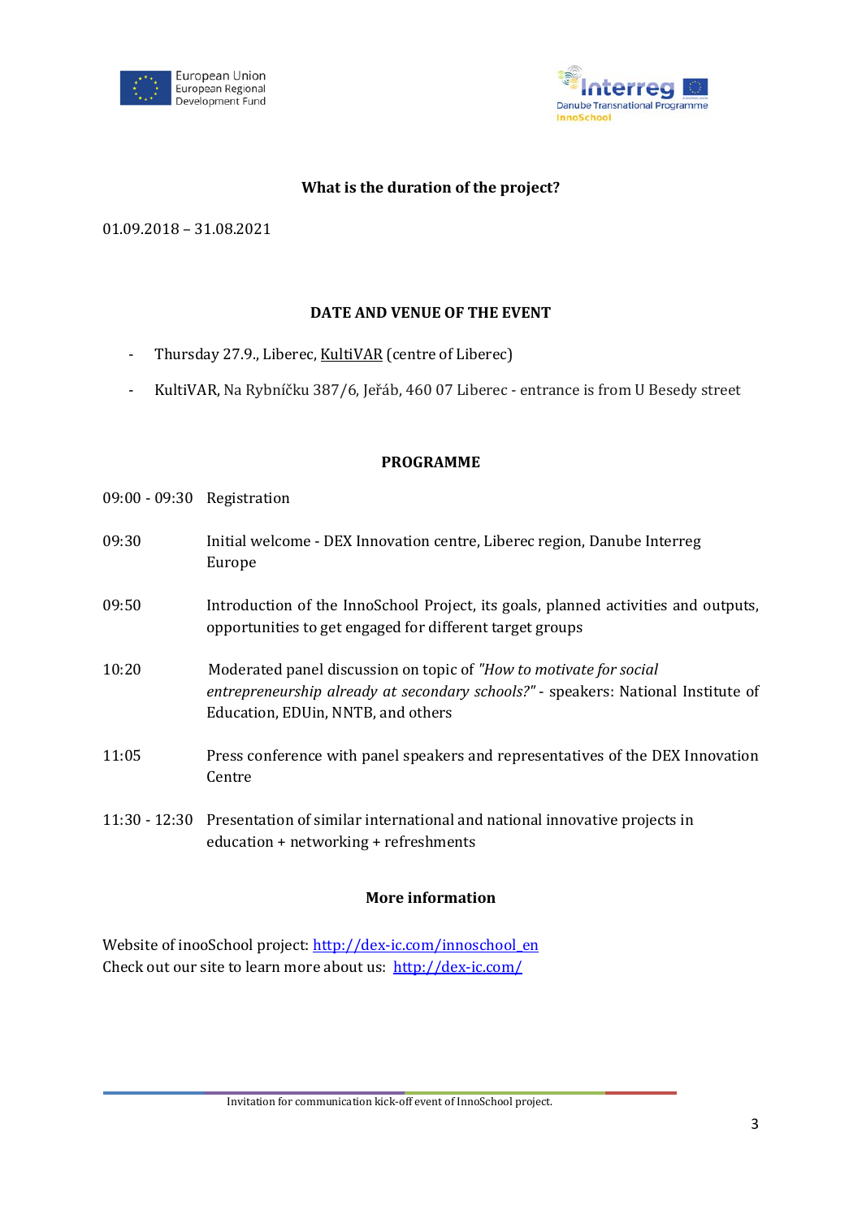**What is the duration of the project?**

01.09.2018 – 31.08.2021

**DATE AND VENUE OF THE EVENT**

- Thursday 27.9., Liberec, KultiVAR (centre of Liberec)
- KultiVAR, Na Rybníčku 387/6, Jeřáb, 460 07 Liberec - entrance is from U Besedy street

**PROGRAMME**

| | |
|---|---|
| 09:00 - 09:30 | Registration |
| 09:30 | Initial welcome - DEX Innovation centre, Liberec region, Danube Interreg Europe |
| 09:50 | Introduction of the InnoSchool Project, its goals, planned activities and outputs, opportunities to get engaged for different target groups |
| 10:20 | Moderated panel discussion on topic of *"How to motivate for social entrepreneurship already at secondary schools?"* - speakers: National Institute of Education, EDUin, NNTB, and others |
| 11:05 | Press conference with panel speakers and representatives of the DEX Innovation Centre |
| 11:30 - 12:30 | Presentation of similar international and national innovative projects in education + networking + refreshments |

**More information**

Website of inooSchool project: http://dex-ic.com/innoschool_en
Check out our site to learn more about us: http://dex-ic.com/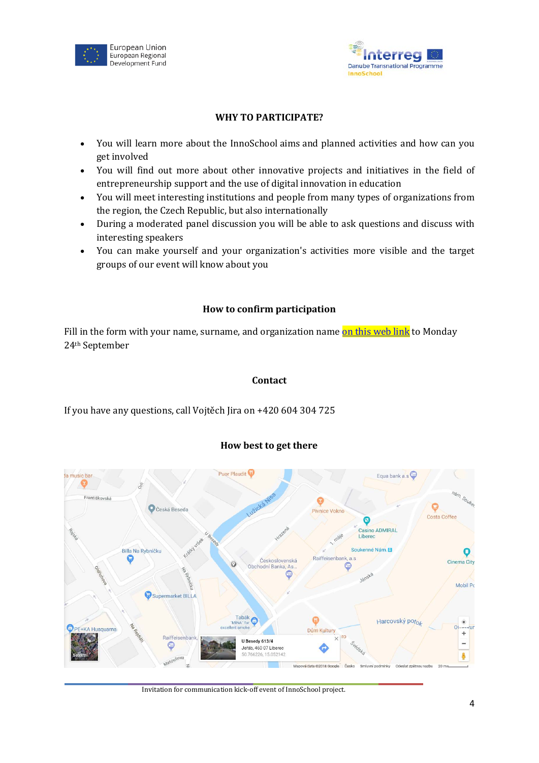## WHY TO PARTICIPATE?

- You will learn more about the InnoSchool aims and planned activities and how can you get involved
- You will find out more about other innovative projects and initiatives in the field of entrepreneurship support and the use of digital innovation in education
- You will meet interesting institutions and people from many types of organizations from the region, the Czech Republic, but also internationally
- During a moderated panel discussion you will be able to ask questions and discuss with interesting speakers
- You can make yourself and your organization's activities more visible and the target groups of our event will know about you

## How to confirm participation

Fill in the form with your name, surname, and organization name on this web link to Monday 24th September

## Contact

If you have any questions, call Vojtěch Jira on +420 604 304 725

## How best to get there

Invitation for communication kick-off event of InnoSchool project.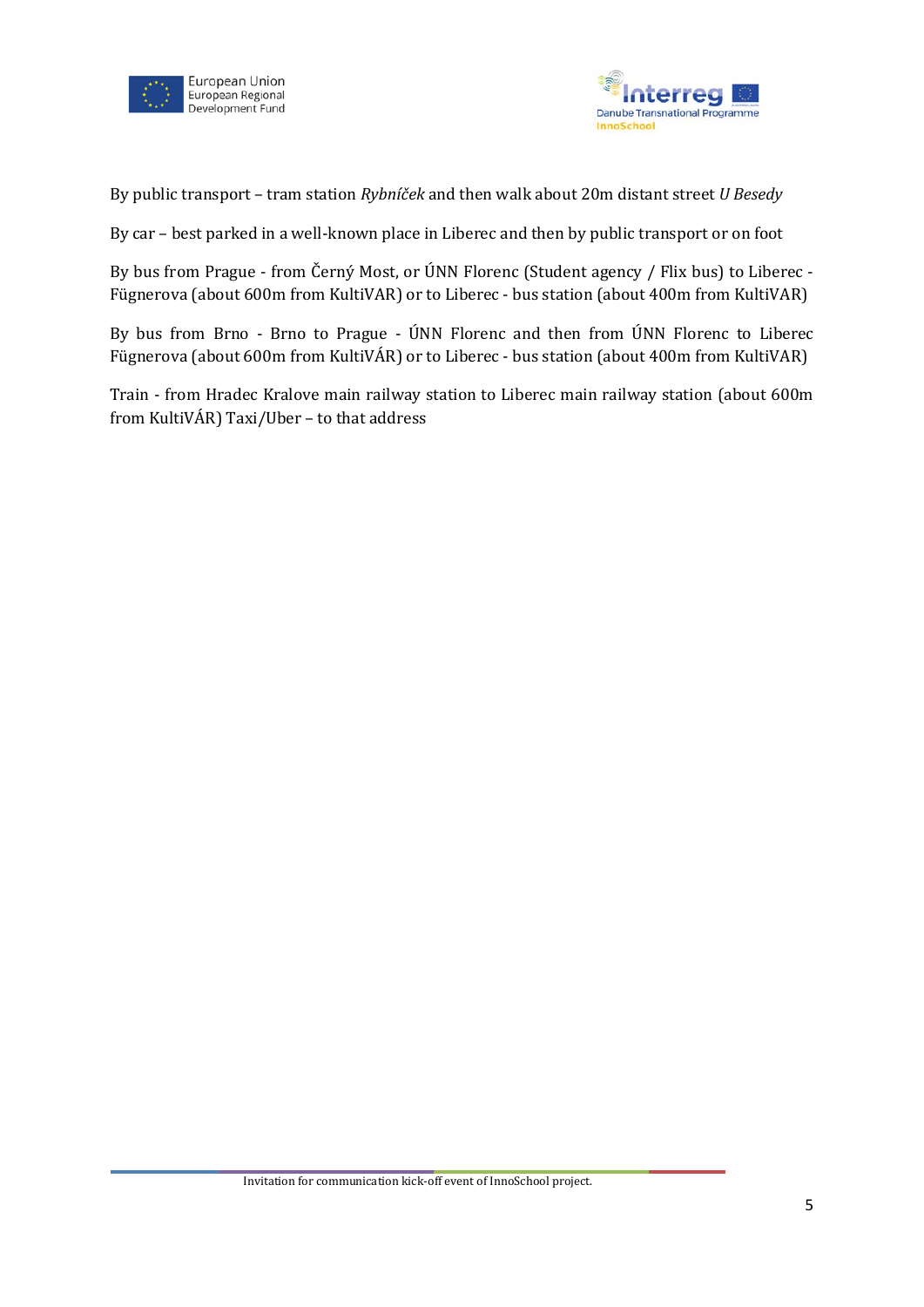By public transport – tram station *Rybníček* and then walk about 20m distant street *U Besedy*

By car – best parked in a well-known place in Liberec and then by public transport or on foot

By bus from Prague - from Černý Most, or ÚNN Florenc (Student agency / Flix bus) to Liberec - Fügnerova (about 600m from KultiVAR) or to Liberec - bus station (about 400m from KultiVAR)

By bus from Brno - Brno to Prague - ÚNN Florenc and then from ÚNN Florenc to Liberec Fügnerova (about 600m from KultiVÁR) or to Liberec - bus station (about 400m from KultiVAR)

Train - from Hradec Kralove main railway station to Liberec main railway station (about 600m from KultiVÁR) Taxi/Uber – to that address